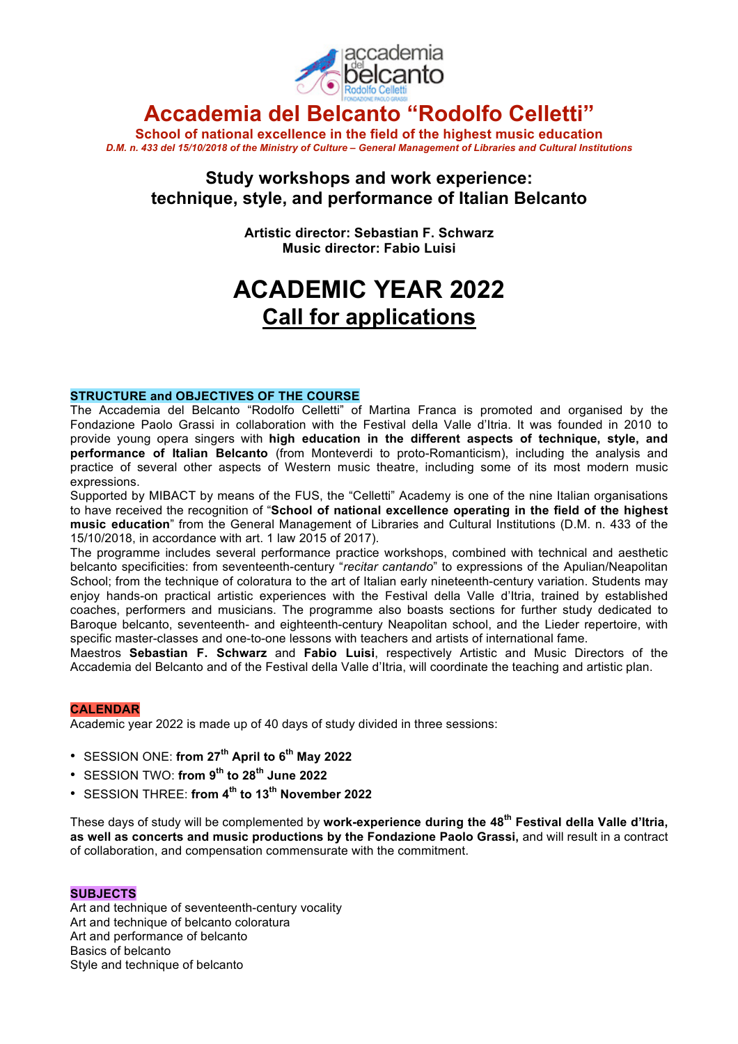# Accademia del Belcanto "Rodolfo Celletti"

**School of national excellence in the field of the highest music education**

*D.M. n. 433 del 15/10/2018 of the Ministry of Culture – General Management of Libraries and Cultural Institutions*

## Study workshops and work experience: technique, style, and performance of Italian Belcanto

**Artistic director: Sebastian F. Schwarz**
**Music director: Fabio Luisi**

# ACADEMIC YEAR 2022

# Call for applications

### STRUCTURE and OBJECTIVES OF THE COURSE

The Accademia del Belcanto "Rodolfo Celletti" of Martina Franca is promoted and organised by the Fondazione Paolo Grassi in collaboration with the Festival della Valle d'Itria. It was founded in 2010 to provide young opera singers with **high education in the different aspects of technique, style, and performance of Italian Belcanto** (from Monteverdi to proto-Romanticism), including the analysis and practice of several other aspects of Western music theatre, including some of its most modern music expressions.

Supported by MIBACT by means of the FUS, the "Celletti" Academy is one of the nine Italian organisations to have received the recognition of "**School of national excellence operating in the field of the highest music education**" from the General Management of Libraries and Cultural Institutions (D.M. n. 433 of the 15/10/2018, in accordance with art. 1 law 2015 of 2017).

The programme includes several performance practice workshops, combined with technical and aesthetic belcanto specificities: from seventeenth-century "*recitar cantando*" to expressions of the Apulian/Neapolitan School; from the technique of coloratura to the art of Italian early nineteenth-century variation. Students may enjoy hands-on practical artistic experiences with the Festival della Valle d'Itria, trained by established coaches, performers and musicians. The programme also boasts sections for further study dedicated to Baroque belcanto, seventeenth- and eighteenth-century Neapolitan school, and the Lieder repertoire, with specific master-classes and one-to-one lessons with teachers and artists of international fame.

Maestros **Sebastian F. Schwarz** and **Fabio Luisi**, respectively Artistic and Music Directors of the Accademia del Belcanto and of the Festival della Valle d'Itria, will coordinate the teaching and artistic plan.

### CALENDAR

Academic year 2022 is made up of 40 days of study divided in three sessions:

- SESSION ONE: **from 27th April to 6th May 2022**
- SESSION TWO: **from 9th to 28th June 2022**
- SESSION THREE: **from 4th to 13th November 2022**

These days of study will be complemented by **work-experience during the 48th Festival della Valle d'Itria, as well as concerts and music productions by the Fondazione Paolo Grassi,** and will result in a contract of collaboration, and compensation commensurate with the commitment.

### SUBJECTS

Art and technique of seventeenth-century vocality
Art and technique of belcanto coloratura
Art and performance of belcanto
Basics of belcanto
Style and technique of belcanto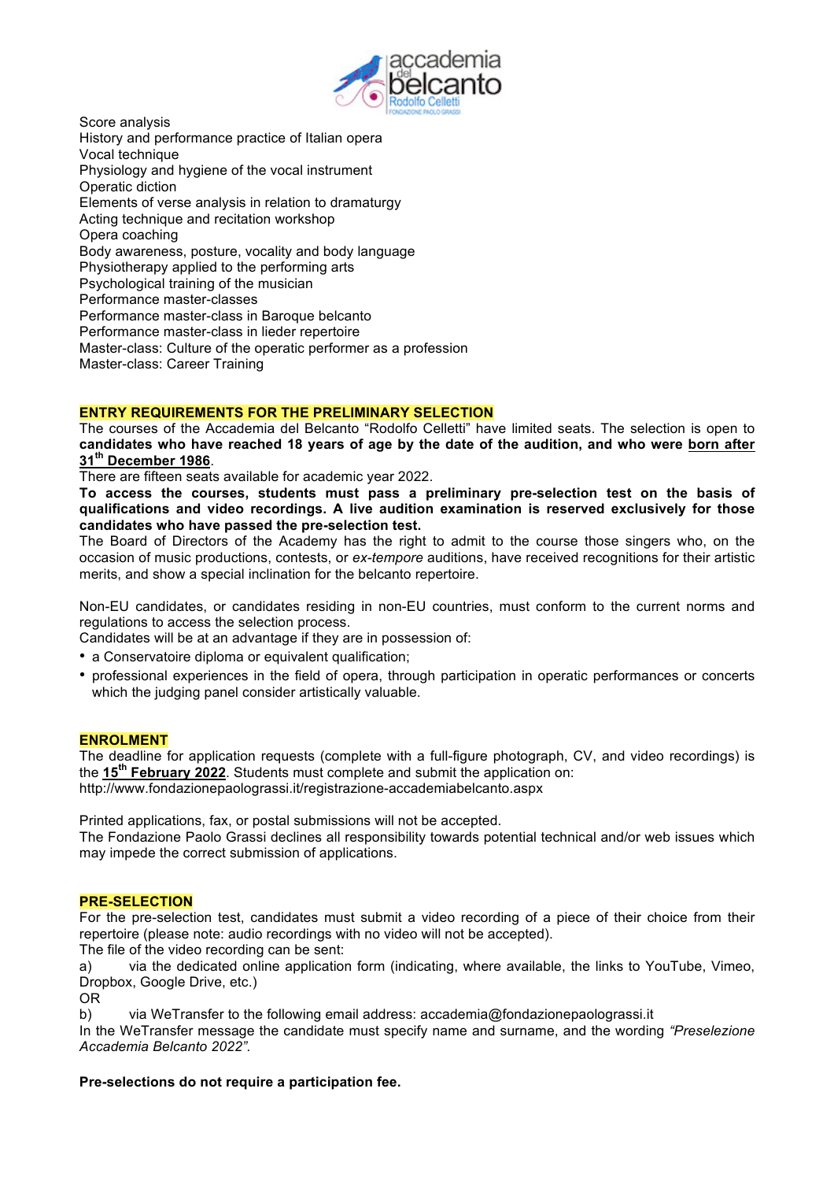Score analysis
History and performance practice of Italian opera
Vocal technique
Physiology and hygiene of the vocal instrument
Operatic diction
Elements of verse analysis in relation to dramaturgy
Acting technique and recitation workshop
Opera coaching
Body awareness, posture, vocality and body language
Physiotherapy applied to the performing arts
Psychological training of the musician
Performance master-classes
Performance master-class in Baroque belcanto
Performance master-class in lieder repertoire
Master-class: Culture of the operatic performer as a profession
Master-class: Career Training

## ENTRY REQUIREMENTS FOR THE PRELIMINARY SELECTION

The courses of the Accademia del Belcanto "Rodolfo Celletti" have limited seats. The selection is open to **candidates who have reached 18 years of age by the date of the audition, and who were born after 31th December 1986**.

There are fifteen seats available for academic year 2022.

**To access the courses, students must pass a preliminary pre-selection test on the basis of qualifications and video recordings. A live audition examination is reserved exclusively for those candidates who have passed the pre-selection test.**

The Board of Directors of the Academy has the right to admit to the course those singers who, on the occasion of music productions, contests, or *ex-tempore* auditions, have received recognitions for their artistic merits, and show a special inclination for the belcanto repertoire.

Non-EU candidates, or candidates residing in non-EU countries, must conform to the current norms and regulations to access the selection process.

Candidates will be at an advantage if they are in possession of:

- a Conservatoire diploma or equivalent qualification;
- professional experiences in the field of opera, through participation in operatic performances or concerts which the judging panel consider artistically valuable.

## ENROLMENT

The deadline for application requests (complete with a full-figure photograph, CV, and video recordings) is the **15th February 2022**. Students must complete and submit the application on:
http://www.fondazionepaolograssi.it/registrazione-accademiabelcanto.aspx

Printed applications, fax, or postal submissions will not be accepted.

The Fondazione Paolo Grassi declines all responsibility towards potential technical and/or web issues which may impede the correct submission of applications.

## PRE-SELECTION

For the pre-selection test, candidates must submit a video recording of a piece of their choice from their repertoire (please note: audio recordings with no video will not be accepted).

The file of the video recording can be sent:

a) via the dedicated online application form (indicating, where available, the links to YouTube, Vimeo, Dropbox, Google Drive, etc.)

OR

b) via WeTransfer to the following email address: accademia@fondazionepaolograssi.it

In the WeTransfer message the candidate must specify name and surname, and the wording *"Preselezione Accademia Belcanto 2022"*.

**Pre-selections do not require a participation fee.**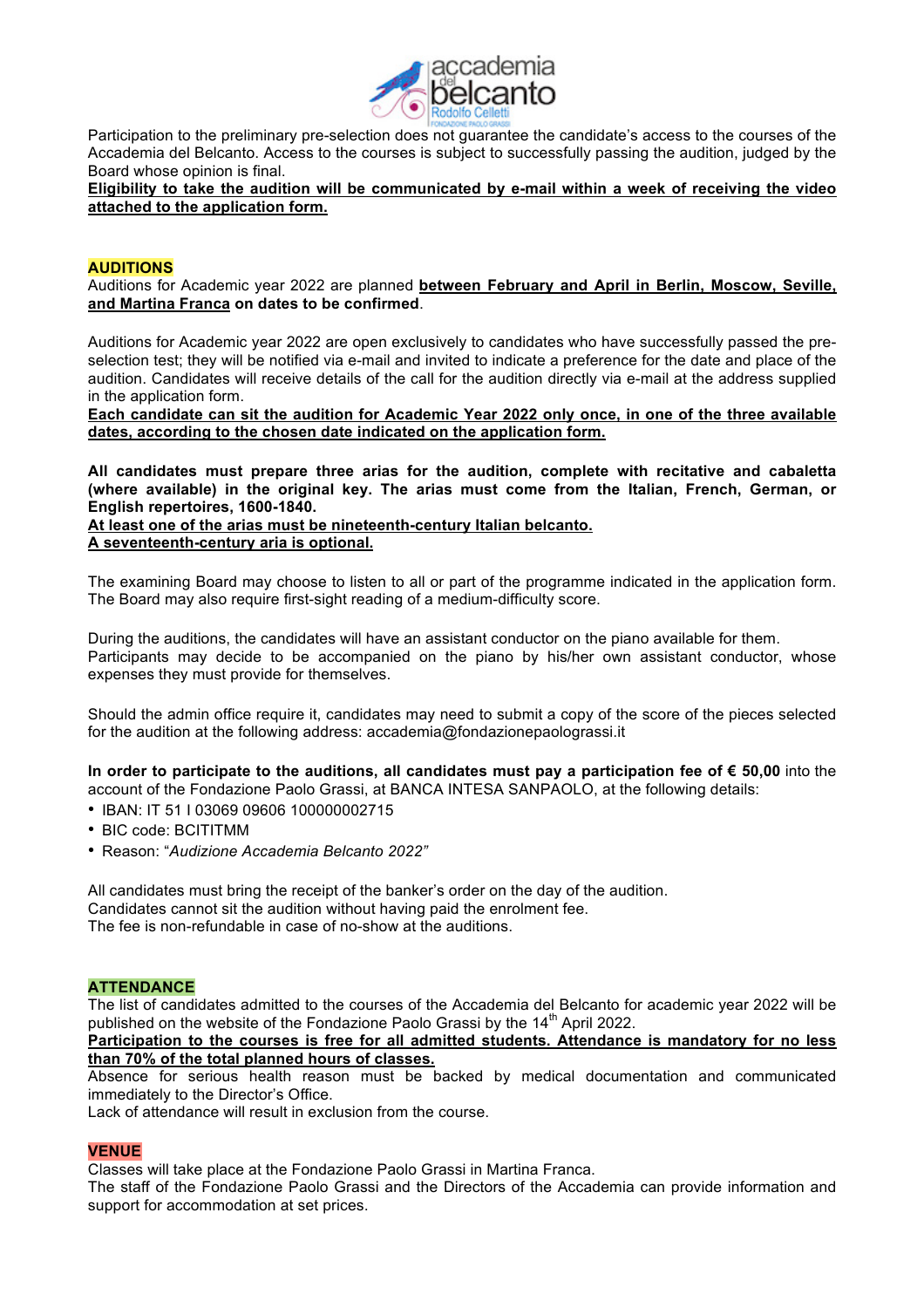Participation to the preliminary pre-selection does not guarantee the candidate's access to the courses of the Accademia del Belcanto. Access to the courses is subject to successfully passing the audition, judged by the Board whose opinion is final.

**Eligibility to take the audition will be communicated by e-mail within a week of receiving the video attached to the application form.**

## AUDITIONS

Auditions for Academic year 2022 are planned **between February and April in Berlin, Moscow, Seville, and Martina Franca on dates to be confirmed**.

Auditions for Academic year 2022 are open exclusively to candidates who have successfully passed the pre-selection test; they will be notified via e-mail and invited to indicate a preference for the date and place of the audition. Candidates will receive details of the call for the audition directly via e-mail at the address supplied in the application form.

**Each candidate can sit the audition for Academic Year 2022 only once, in one of the three available dates, according to the chosen date indicated on the application form.**

**All candidates must prepare three arias for the audition, complete with recitative and cabaletta (where available) in the original key. The arias must come from the Italian, French, German, or English repertoires, 1600-1840.**

**At least one of the arias must be nineteenth-century Italian belcanto.**

**A seventeenth-century aria is optional.**

The examining Board may choose to listen to all or part of the programme indicated in the application form. The Board may also require first-sight reading of a medium-difficulty score.

During the auditions, the candidates will have an assistant conductor on the piano available for them.
Participants may decide to be accompanied on the piano by his/her own assistant conductor, whose expenses they must provide for themselves.

Should the admin office require it, candidates may need to submit a copy of the score of the pieces selected for the audition at the following address: accademia@fondazionepaolograssi.it

**In order to participate to the auditions, all candidates must pay a participation fee of € 50,00** into the account of the Fondazione Paolo Grassi, at BANCA INTESA SANPAOLO, at the following details:

- IBAN: IT 51 I 03069 09606 100000002715
- BIC code: BCITITMM
- Reason: "*Audizione Accademia Belcanto 2022"*

All candidates must bring the receipt of the banker's order on the day of the audition.
Candidates cannot sit the audition without having paid the enrolment fee.
The fee is non-refundable in case of no-show at the auditions.

## ATTENDANCE

The list of candidates admitted to the courses of the Accademia del Belcanto for academic year 2022 will be published on the website of the Fondazione Paolo Grassi by the 14th April 2022.

**Participation to the courses is free for all admitted students. Attendance is mandatory for no less than 70% of the total planned hours of classes.**

Absence for serious health reason must be backed by medical documentation and communicated immediately to the Director's Office.
Lack of attendance will result in exclusion from the course.

## VENUE

Classes will take place at the Fondazione Paolo Grassi in Martina Franca.
The staff of the Fondazione Paolo Grassi and the Directors of the Accademia can provide information and support for accommodation at set prices.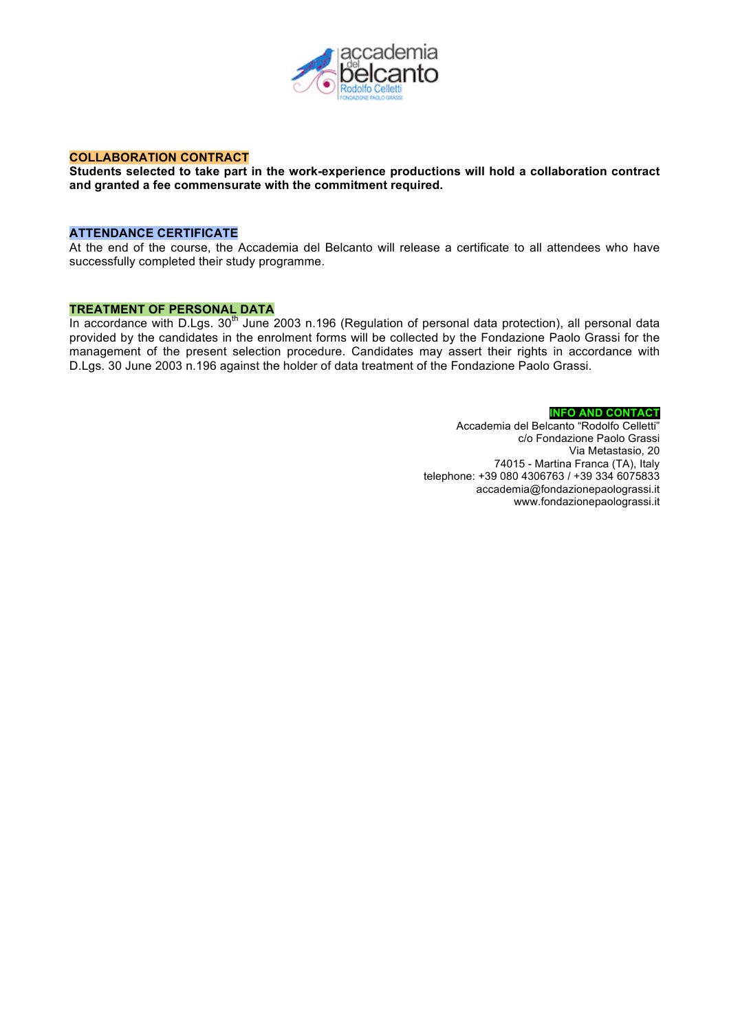## COLLABORATION CONTRACT

**Students selected to take part in the work-experience productions will hold a collaboration contract and granted a fee commensurate with the commitment required.**

## ATTENDANCE CERTIFICATE

At the end of the course, the Accademia del Belcanto will release a certificate to all attendees who have successfully completed their study programme.

## TREATMENT OF PERSONAL DATA

In accordance with D.Lgs. 30th June 2003 n.196 (Regulation of personal data protection), all personal data provided by the candidates in the enrolment forms will be collected by the Fondazione Paolo Grassi for the management of the present selection procedure. Candidates may assert their rights in accordance with D.Lgs. 30 June 2003 n.196 against the holder of data treatment of the Fondazione Paolo Grassi.

## INFO AND CONTACT

Accademia del Belcanto "Rodolfo Celletti"
c/o Fondazione Paolo Grassi
Via Metastasio, 20
74015 - Martina Franca (TA), Italy
telephone: +39 080 4306763 / +39 334 6075833
accademia@fondazionepaolograssi.it
www.fondazionepaolograssi.it